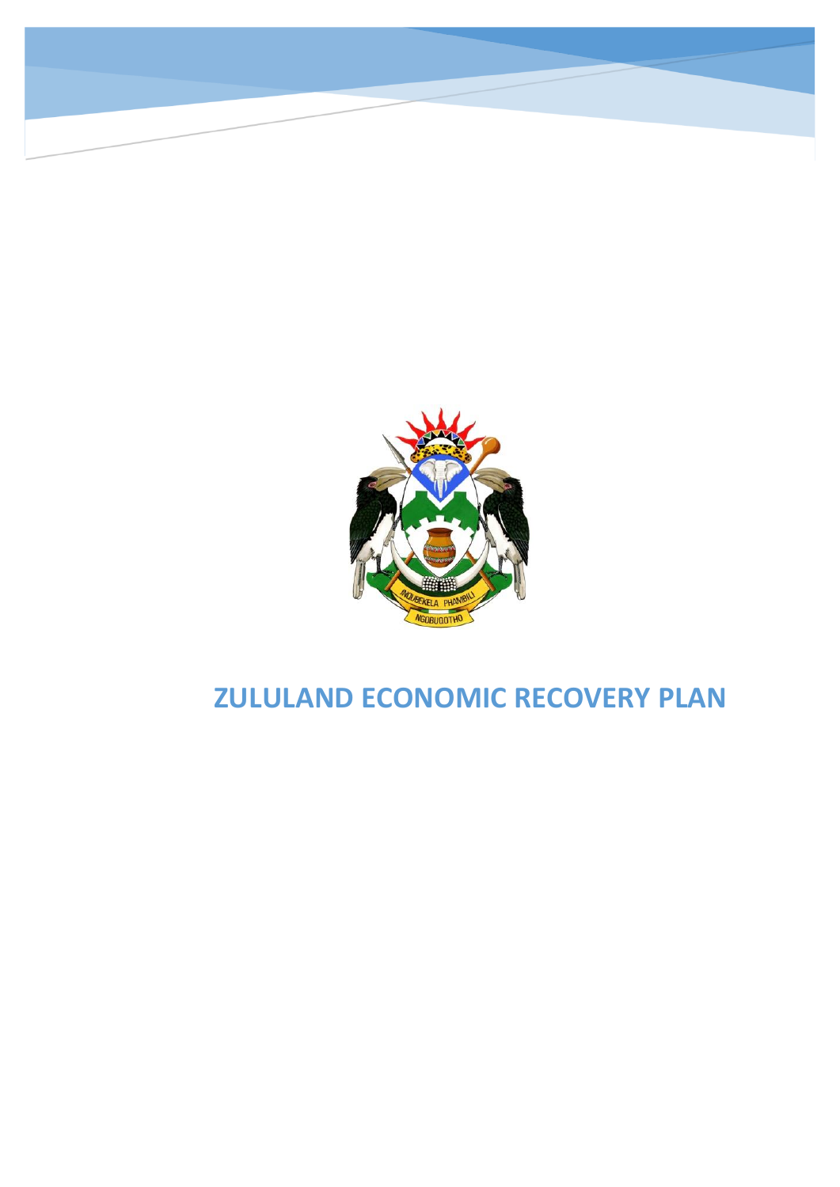# ZULULAND ECONOMIC RECOVERY PLAN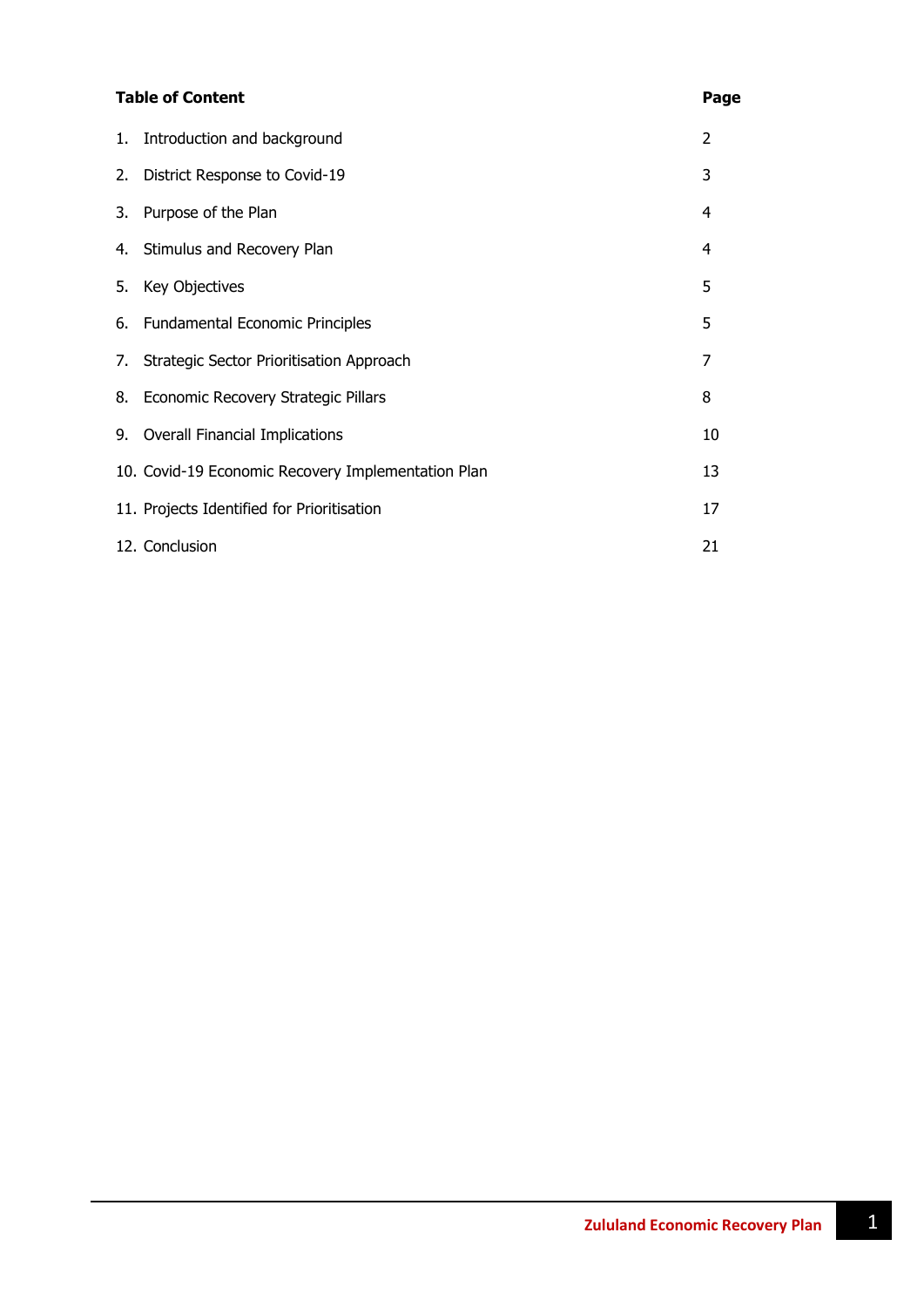| **Table of Content** | **Page** |
|---|---|
| 1. Introduction and background | 2 |
| 2. District Response to Covid-19 | 3 |
| 3. Purpose of the Plan | 4 |
| 4. Stimulus and Recovery Plan | 4 |
| 5. Key Objectives | 5 |
| 6. Fundamental Economic Principles | 5 |
| 7. Strategic Sector Prioritisation Approach | 7 |
| 8. Economic Recovery Strategic Pillars | 8 |
| 9. Overall Financial Implications | 10 |
| 10. Covid-19 Economic Recovery Implementation Plan | 13 |
| 11. Projects Identified for Prioritisation | 17 |
| 12. Conclusion | 21 |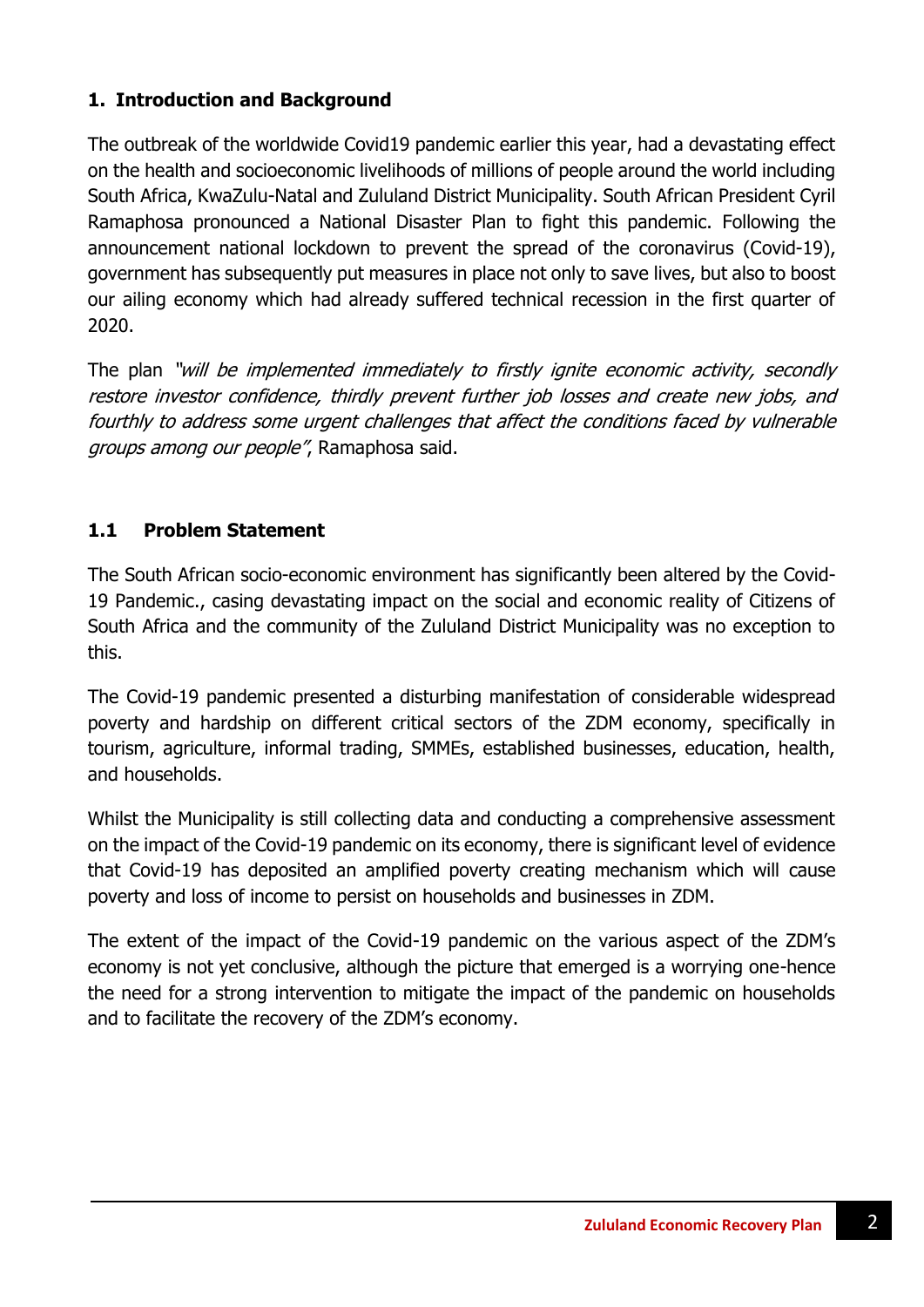## 1. Introduction and Background

The outbreak of the worldwide Covid19 pandemic earlier this year, had a devastating effect on the health and socioeconomic livelihoods of millions of people around the world including South Africa, KwaZulu-Natal and Zululand District Municipality. South African President Cyril Ramaphosa pronounced a National Disaster Plan to fight this pandemic. Following the announcement national lockdown to prevent the spread of the coronavirus (Covid-19), government has subsequently put measures in place not only to save lives, but also to boost our ailing economy which had already suffered technical recession in the first quarter of 2020.

The plan *"will be implemented immediately to firstly ignite economic activity, secondly restore investor confidence, thirdly prevent further job losses and create new jobs, and fourthly to address some urgent challenges that affect the conditions faced by vulnerable groups among our people"*, Ramaphosa said.

### 1.1 Problem Statement

The South African socio-economic environment has significantly been altered by the Covid-19 Pandemic., casing devastating impact on the social and economic reality of Citizens of South Africa and the community of the Zululand District Municipality was no exception to this.

The Covid-19 pandemic presented a disturbing manifestation of considerable widespread poverty and hardship on different critical sectors of the ZDM economy, specifically in tourism, agriculture, informal trading, SMMEs, established businesses, education, health, and households.

Whilst the Municipality is still collecting data and conducting a comprehensive assessment on the impact of the Covid-19 pandemic on its economy, there is significant level of evidence that Covid-19 has deposited an amplified poverty creating mechanism which will cause poverty and loss of income to persist on households and businesses in ZDM.

The extent of the impact of the Covid-19 pandemic on the various aspect of the ZDM's economy is not yet conclusive, although the picture that emerged is a worrying one-hence the need for a strong intervention to mitigate the impact of the pandemic on households and to facilitate the recovery of the ZDM's economy.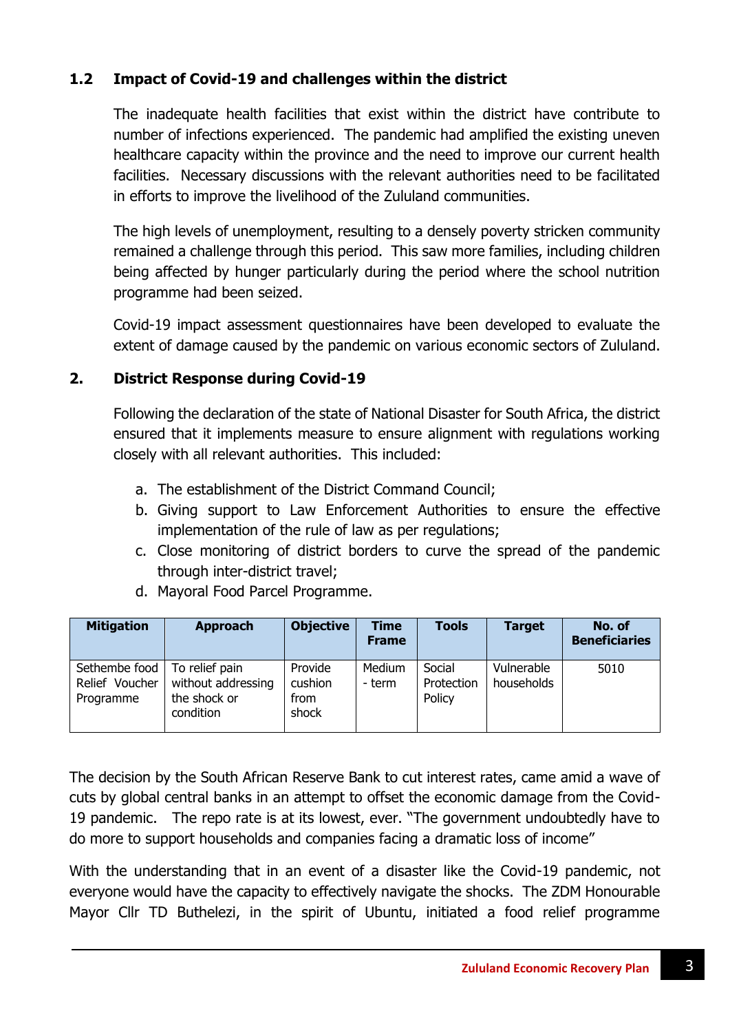## 1.2 Impact of Covid-19 and challenges within the district

The inadequate health facilities that exist within the district have contribute to number of infections experienced. The pandemic had amplified the existing uneven healthcare capacity within the province and the need to improve our current health facilities. Necessary discussions with the relevant authorities need to be facilitated in efforts to improve the livelihood of the Zululand communities.

The high levels of unemployment, resulting to a densely poverty stricken community remained a challenge through this period. This saw more families, including children being affected by hunger particularly during the period where the school nutrition programme had been seized.

Covid-19 impact assessment questionnaires have been developed to evaluate the extent of damage caused by the pandemic on various economic sectors of Zululand.

## 2. District Response during Covid-19

Following the declaration of the state of National Disaster for South Africa, the district ensured that it implements measure to ensure alignment with regulations working closely with all relevant authorities. This included:

a. The establishment of the District Command Council;
b. Giving support to Law Enforcement Authorities to ensure the effective implementation of the rule of law as per regulations;
c. Close monitoring of district borders to curve the spread of the pandemic through inter-district travel;
d. Mayoral Food Parcel Programme.

| Mitigation | Approach | Objective | Time Frame | Tools | Target | No. of Beneficiaries |
|---|---|---|---|---|---|---|
| Sethembe food Relief Voucher Programme | To relief pain without addressing the shock or condition | Provide cushion from shock | Medium - term | Social Protection Policy | Vulnerable households | 5010 |

The decision by the South African Reserve Bank to cut interest rates, came amid a wave of cuts by global central banks in an attempt to offset the economic damage from the Covid-19 pandemic. The repo rate is at its lowest, ever. "The government undoubtedly have to do more to support households and companies facing a dramatic loss of income"

With the understanding that in an event of a disaster like the Covid-19 pandemic, not everyone would have the capacity to effectively navigate the shocks. The ZDM Honourable Mayor Cllr TD Buthelezi, in the spirit of Ubuntu, initiated a food relief programme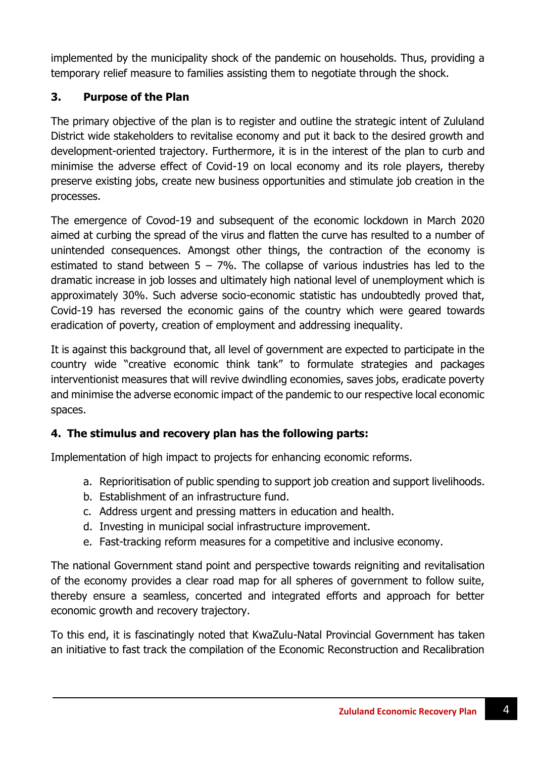implemented by the municipality shock of the pandemic on households. Thus, providing a temporary relief measure to families assisting them to negotiate through the shock.

## 3. Purpose of the Plan

The primary objective of the plan is to register and outline the strategic intent of Zululand District wide stakeholders to revitalise economy and put it back to the desired growth and development-oriented trajectory. Furthermore, it is in the interest of the plan to curb and minimise the adverse effect of Covid-19 on local economy and its role players, thereby preserve existing jobs, create new business opportunities and stimulate job creation in the processes.

The emergence of Covod-19 and subsequent of the economic lockdown in March 2020 aimed at curbing the spread of the virus and flatten the curve has resulted to a number of unintended consequences. Amongst other things, the contraction of the economy is estimated to stand between 5 – 7%. The collapse of various industries has led to the dramatic increase in job losses and ultimately high national level of unemployment which is approximately 30%. Such adverse socio-economic statistic has undoubtedly proved that, Covid-19 has reversed the economic gains of the country which were geared towards eradication of poverty, creation of employment and addressing inequality.

It is against this background that, all level of government are expected to participate in the country wide "creative economic think tank" to formulate strategies and packages interventionist measures that will revive dwindling economies, saves jobs, eradicate poverty and minimise the adverse economic impact of the pandemic to our respective local economic spaces.

## 4. The stimulus and recovery plan has the following parts:

Implementation of high impact to projects for enhancing economic reforms.

a. Reprioritisation of public spending to support job creation and support livelihoods.
b. Establishment of an infrastructure fund.
c. Address urgent and pressing matters in education and health.
d. Investing in municipal social infrastructure improvement.
e. Fast-tracking reform measures for a competitive and inclusive economy.

The national Government stand point and perspective towards reigniting and revitalisation of the economy provides a clear road map for all spheres of government to follow suite, thereby ensure a seamless, concerted and integrated efforts and approach for better economic growth and recovery trajectory.

To this end, it is fascinatingly noted that KwaZulu-Natal Provincial Government has taken an initiative to fast track the compilation of the Economic Reconstruction and Recalibration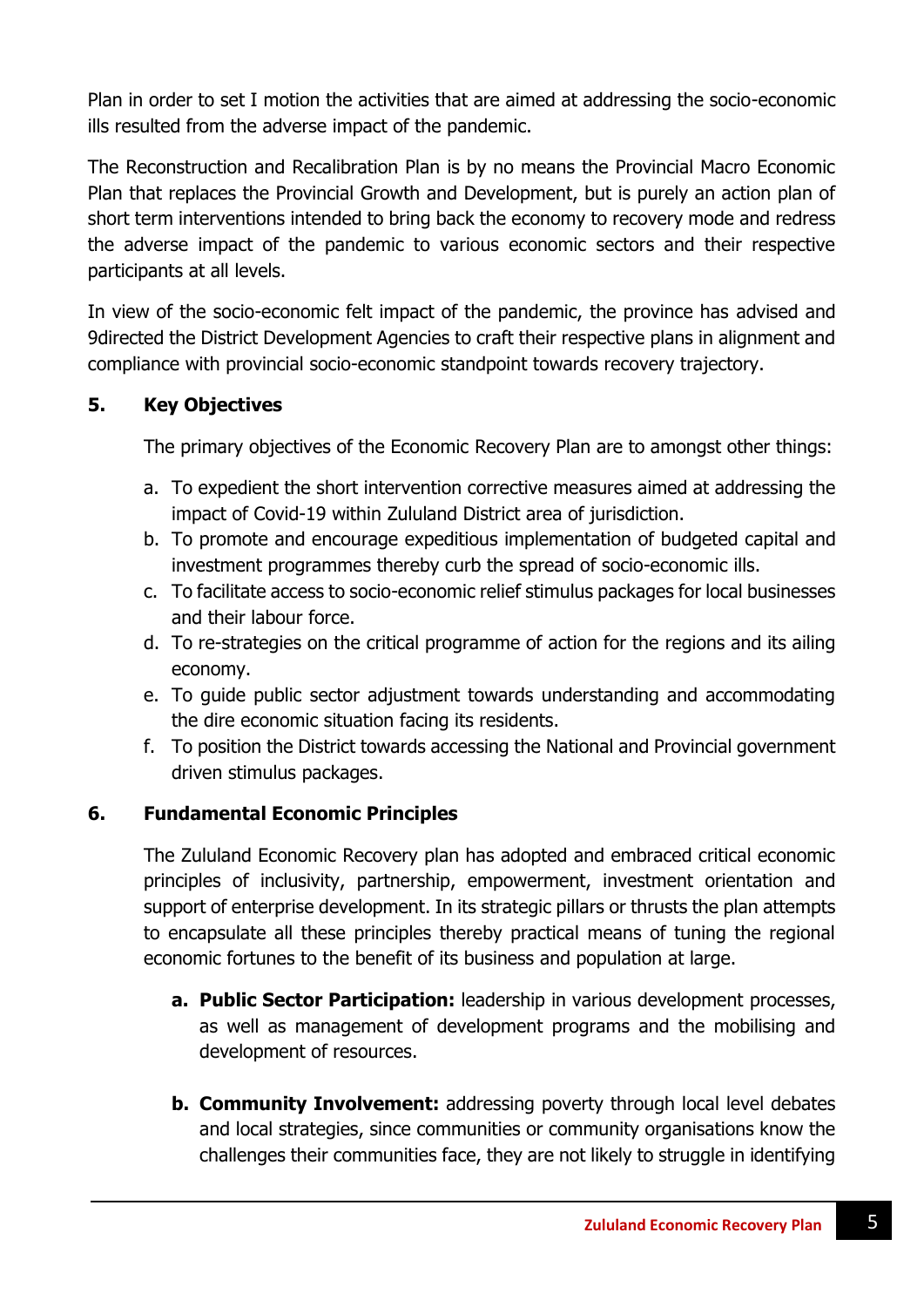Plan in order to set I motion the activities that are aimed at addressing the socio-economic ills resulted from the adverse impact of the pandemic.

The Reconstruction and Recalibration Plan is by no means the Provincial Macro Economic Plan that replaces the Provincial Growth and Development, but is purely an action plan of short term interventions intended to bring back the economy to recovery mode and redress the adverse impact of the pandemic to various economic sectors and their respective participants at all levels.

In view of the socio-economic felt impact of the pandemic, the province has advised and 9directed the District Development Agencies to craft their respective plans in alignment and compliance with provincial socio-economic standpoint towards recovery trajectory.

## 5. Key Objectives

The primary objectives of the Economic Recovery Plan are to amongst other things:

a. To expedient the short intervention corrective measures aimed at addressing the impact of Covid-19 within Zululand District area of jurisdiction.
b. To promote and encourage expeditious implementation of budgeted capital and investment programmes thereby curb the spread of socio-economic ills.
c. To facilitate access to socio-economic relief stimulus packages for local businesses and their labour force.
d. To re-strategies on the critical programme of action for the regions and its ailing economy.
e. To guide public sector adjustment towards understanding and accommodating the dire economic situation facing its residents.
f. To position the District towards accessing the National and Provincial government driven stimulus packages.

## 6. Fundamental Economic Principles

The Zululand Economic Recovery plan has adopted and embraced critical economic principles of inclusivity, partnership, empowerment, investment orientation and support of enterprise development. In its strategic pillars or thrusts the plan attempts to encapsulate all these principles thereby practical means of tuning the regional economic fortunes to the benefit of its business and population at large.

a. **Public Sector Participation:** leadership in various development processes, as well as management of development programs and the mobilising and development of resources.

b. **Community Involvement:** addressing poverty through local level debates and local strategies, since communities or community organisations know the challenges their communities face, they are not likely to struggle in identifying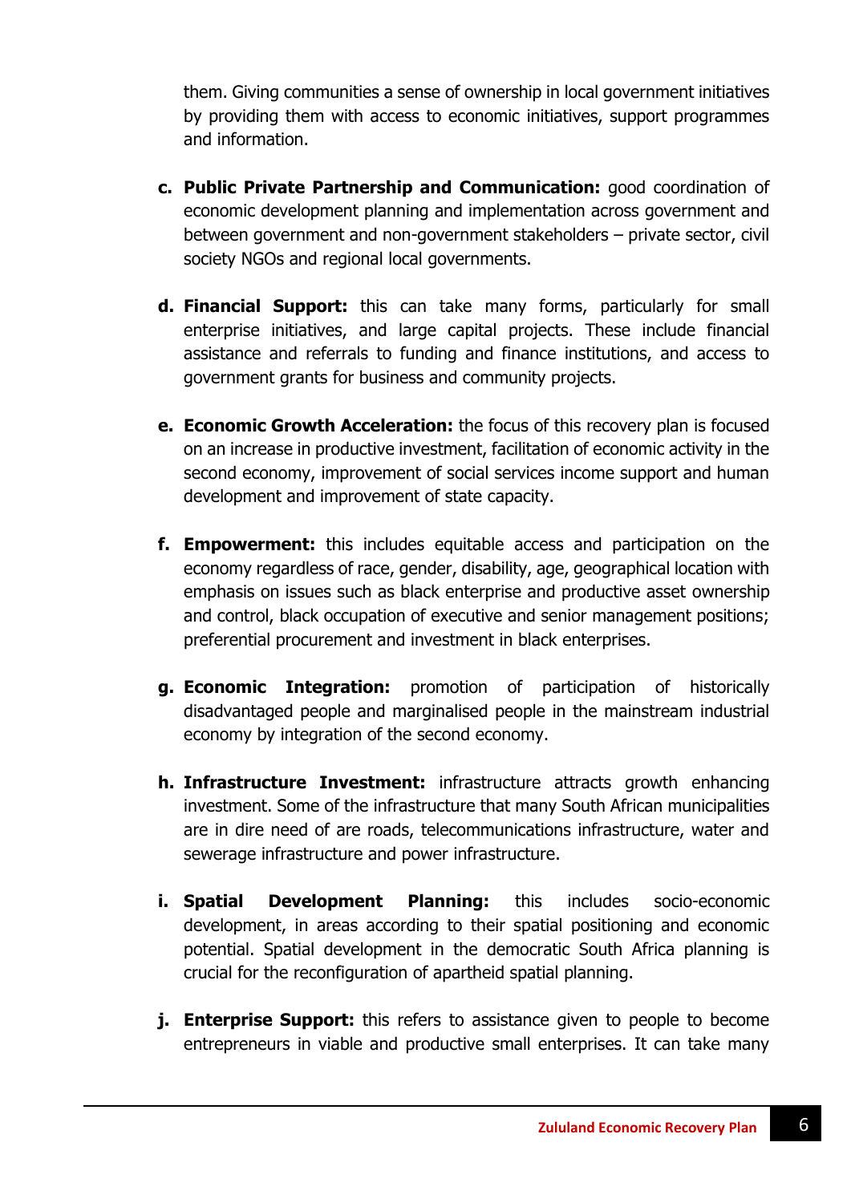them. Giving communities a sense of ownership in local government initiatives by providing them with access to economic initiatives, support programmes and information.

c. **Public Private Partnership and Communication:** good coordination of economic development planning and implementation across government and between government and non-government stakeholders – private sector, civil society NGOs and regional local governments.

d. **Financial Support:** this can take many forms, particularly for small enterprise initiatives, and large capital projects. These include financial assistance and referrals to funding and finance institutions, and access to government grants for business and community projects.

e. **Economic Growth Acceleration:** the focus of this recovery plan is focused on an increase in productive investment, facilitation of economic activity in the second economy, improvement of social services income support and human development and improvement of state capacity.

f. **Empowerment:** this includes equitable access and participation on the economy regardless of race, gender, disability, age, geographical location with emphasis on issues such as black enterprise and productive asset ownership and control, black occupation of executive and senior management positions; preferential procurement and investment in black enterprises.

g. **Economic Integration:** promotion of participation of historically disadvantaged people and marginalised people in the mainstream industrial economy by integration of the second economy.

h. **Infrastructure Investment:** infrastructure attracts growth enhancing investment. Some of the infrastructure that many South African municipalities are in dire need of are roads, telecommunications infrastructure, water and sewerage infrastructure and power infrastructure.

i. **Spatial Development Planning:** this includes socio-economic development, in areas according to their spatial positioning and economic potential. Spatial development in the democratic South Africa planning is crucial for the reconfiguration of apartheid spatial planning.

j. **Enterprise Support:** this refers to assistance given to people to become entrepreneurs in viable and productive small enterprises. It can take many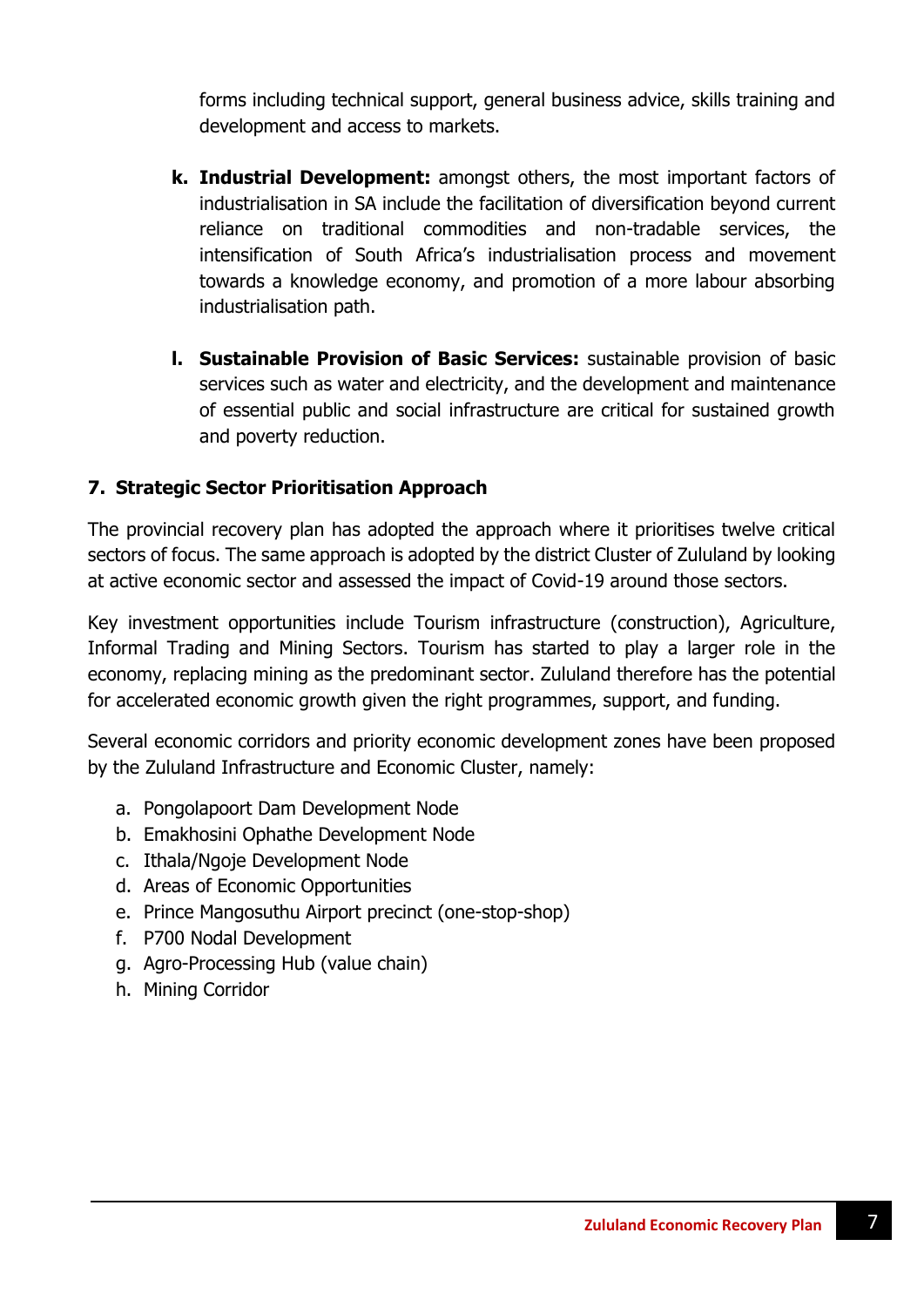forms including technical support, general business advice, skills training and development and access to markets.

k. **Industrial Development:** amongst others, the most important factors of industrialisation in SA include the facilitation of diversification beyond current reliance on traditional commodities and non-tradable services, the intensification of South Africa's industrialisation process and movement towards a knowledge economy, and promotion of a more labour absorbing industrialisation path.

l. **Sustainable Provision of Basic Services:** sustainable provision of basic services such as water and electricity, and the development and maintenance of essential public and social infrastructure are critical for sustained growth and poverty reduction.

## 7. Strategic Sector Prioritisation Approach

The provincial recovery plan has adopted the approach where it prioritises twelve critical sectors of focus. The same approach is adopted by the district Cluster of Zululand by looking at active economic sector and assessed the impact of Covid-19 around those sectors.

Key investment opportunities include Tourism infrastructure (construction), Agriculture, Informal Trading and Mining Sectors. Tourism has started to play a larger role in the economy, replacing mining as the predominant sector. Zululand therefore has the potential for accelerated economic growth given the right programmes, support, and funding.

Several economic corridors and priority economic development zones have been proposed by the Zululand Infrastructure and Economic Cluster, namely:

a. Pongolapoort Dam Development Node
b. Emakhosini Ophathe Development Node
c. Ithala/Ngoje Development Node
d. Areas of Economic Opportunities
e. Prince Mangosuthu Airport precinct (one-stop-shop)
f. P700 Nodal Development
g. Agro-Processing Hub (value chain)
h. Mining Corridor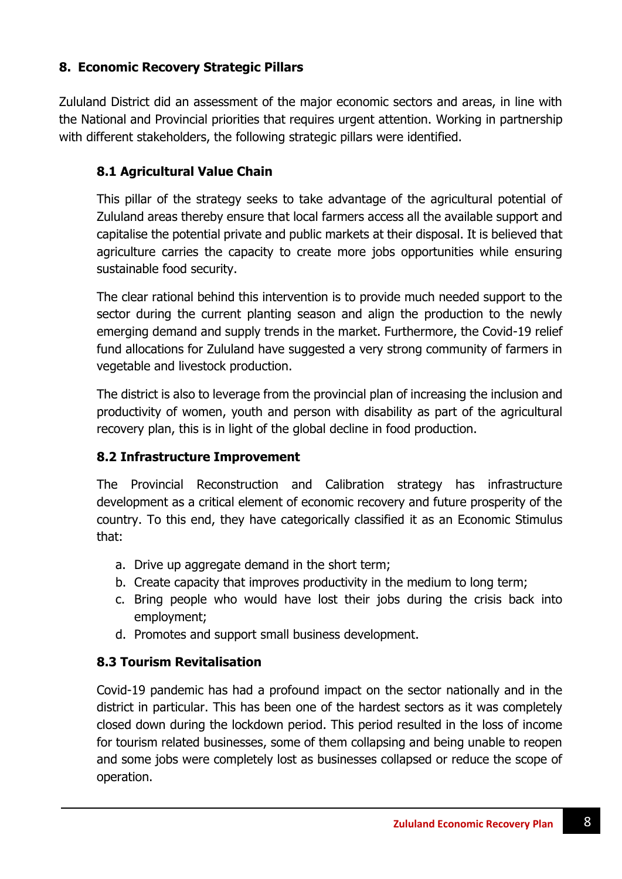## 8. Economic Recovery Strategic Pillars

Zululand District did an assessment of the major economic sectors and areas, in line with the National and Provincial priorities that requires urgent attention. Working in partnership with different stakeholders, the following strategic pillars were identified.

### 8.1 Agricultural Value Chain

This pillar of the strategy seeks to take advantage of the agricultural potential of Zululand areas thereby ensure that local farmers access all the available support and capitalise the potential private and public markets at their disposal. It is believed that agriculture carries the capacity to create more jobs opportunities while ensuring sustainable food security.

The clear rational behind this intervention is to provide much needed support to the sector during the current planting season and align the production to the newly emerging demand and supply trends in the market. Furthermore, the Covid-19 relief fund allocations for Zululand have suggested a very strong community of farmers in vegetable and livestock production.

The district is also to leverage from the provincial plan of increasing the inclusion and productivity of women, youth and person with disability as part of the agricultural recovery plan, this is in light of the global decline in food production.

### 8.2 Infrastructure Improvement

The Provincial Reconstruction and Calibration strategy has infrastructure development as a critical element of economic recovery and future prosperity of the country. To this end, they have categorically classified it as an Economic Stimulus that:

a. Drive up aggregate demand in the short term;
b. Create capacity that improves productivity in the medium to long term;
c. Bring people who would have lost their jobs during the crisis back into employment;
d. Promotes and support small business development.

### 8.3 Tourism Revitalisation

Covid-19 pandemic has had a profound impact on the sector nationally and in the district in particular. This has been one of the hardest sectors as it was completely closed down during the lockdown period. This period resulted in the loss of income for tourism related businesses, some of them collapsing and being unable to reopen and some jobs were completely lost as businesses collapsed or reduce the scope of operation.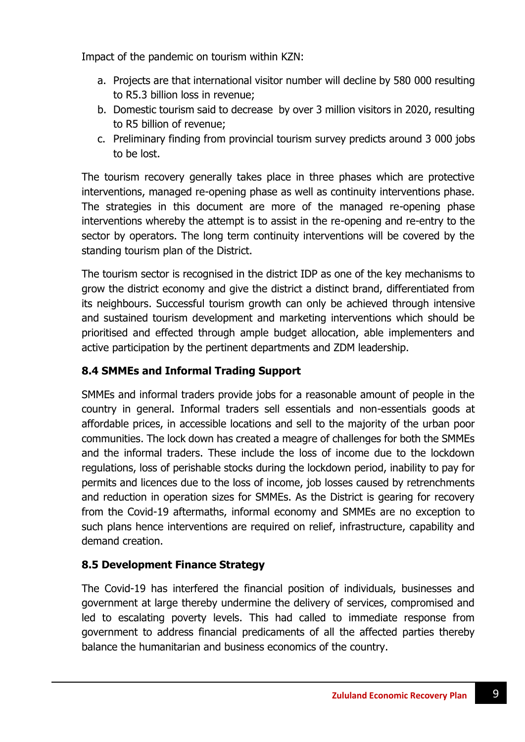Impact of the pandemic on tourism within KZN:

a. Projects are that international visitor number will decline by 580 000 resulting to R5.3 billion loss in revenue;
b. Domestic tourism said to decrease by over 3 million visitors in 2020, resulting to R5 billion of revenue;
c. Preliminary finding from provincial tourism survey predicts around 3 000 jobs to be lost.

The tourism recovery generally takes place in three phases which are protective interventions, managed re-opening phase as well as continuity interventions phase. The strategies in this document are more of the managed re-opening phase interventions whereby the attempt is to assist in the re-opening and re-entry to the sector by operators. The long term continuity interventions will be covered by the standing tourism plan of the District.

The tourism sector is recognised in the district IDP as one of the key mechanisms to grow the district economy and give the district a distinct brand, differentiated from its neighbours. Successful tourism growth can only be achieved through intensive and sustained tourism development and marketing interventions which should be prioritised and effected through ample budget allocation, able implementers and active participation by the pertinent departments and ZDM leadership.

### 8.4 SMMEs and Informal Trading Support

SMMEs and informal traders provide jobs for a reasonable amount of people in the country in general. Informal traders sell essentials and non-essentials goods at affordable prices, in accessible locations and sell to the majority of the urban poor communities. The lock down has created a meagre of challenges for both the SMMEs and the informal traders. These include the loss of income due to the lockdown regulations, loss of perishable stocks during the lockdown period, inability to pay for permits and licences due to the loss of income, job losses caused by retrenchments and reduction in operation sizes for SMMEs. As the District is gearing for recovery from the Covid-19 aftermaths, informal economy and SMMEs are no exception to such plans hence interventions are required on relief, infrastructure, capability and demand creation.

### 8.5 Development Finance Strategy

The Covid-19 has interfered the financial position of individuals, businesses and government at large thereby undermine the delivery of services, compromised and led to escalating poverty levels. This had called to immediate response from government to address financial predicaments of all the affected parties thereby balance the humanitarian and business economics of the country.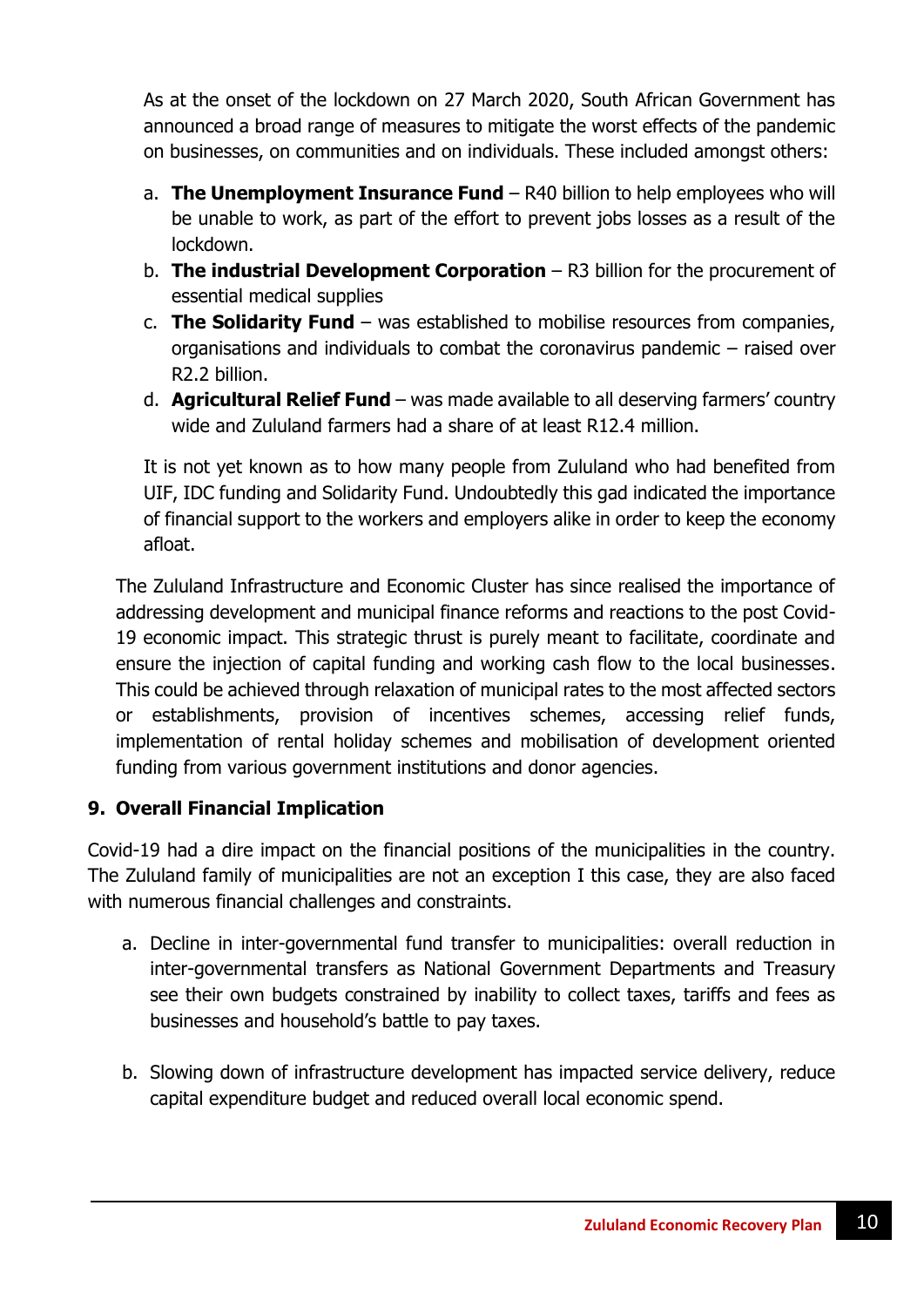As at the onset of the lockdown on 27 March 2020, South African Government has announced a broad range of measures to mitigate the worst effects of the pandemic on businesses, on communities and on individuals. These included amongst others:

a. **The Unemployment Insurance Fund** – R40 billion to help employees who will be unable to work, as part of the effort to prevent jobs losses as a result of the lockdown.
b. **The industrial Development Corporation** – R3 billion for the procurement of essential medical supplies
c. **The Solidarity Fund** – was established to mobilise resources from companies, organisations and individuals to combat the coronavirus pandemic – raised over R2.2 billion.
d. **Agricultural Relief Fund** – was made available to all deserving farmers' country wide and Zululand farmers had a share of at least R12.4 million.

It is not yet known as to how many people from Zululand who had benefited from UIF, IDC funding and Solidarity Fund. Undoubtedly this gad indicated the importance of financial support to the workers and employers alike in order to keep the economy afloat.

The Zululand Infrastructure and Economic Cluster has since realised the importance of addressing development and municipal finance reforms and reactions to the post Covid-19 economic impact. This strategic thrust is purely meant to facilitate, coordinate and ensure the injection of capital funding and working cash flow to the local businesses. This could be achieved through relaxation of municipal rates to the most affected sectors or establishments, provision of incentives schemes, accessing relief funds, implementation of rental holiday schemes and mobilisation of development oriented funding from various government institutions and donor agencies.

## 9. Overall Financial Implication

Covid-19 had a dire impact on the financial positions of the municipalities in the country. The Zululand family of municipalities are not an exception I this case, they are also faced with numerous financial challenges and constraints.

a. Decline in inter-governmental fund transfer to municipalities: overall reduction in inter-governmental transfers as National Government Departments and Treasury see their own budgets constrained by inability to collect taxes, tariffs and fees as businesses and household's battle to pay taxes.

b. Slowing down of infrastructure development has impacted service delivery, reduce capital expenditure budget and reduced overall local economic spend.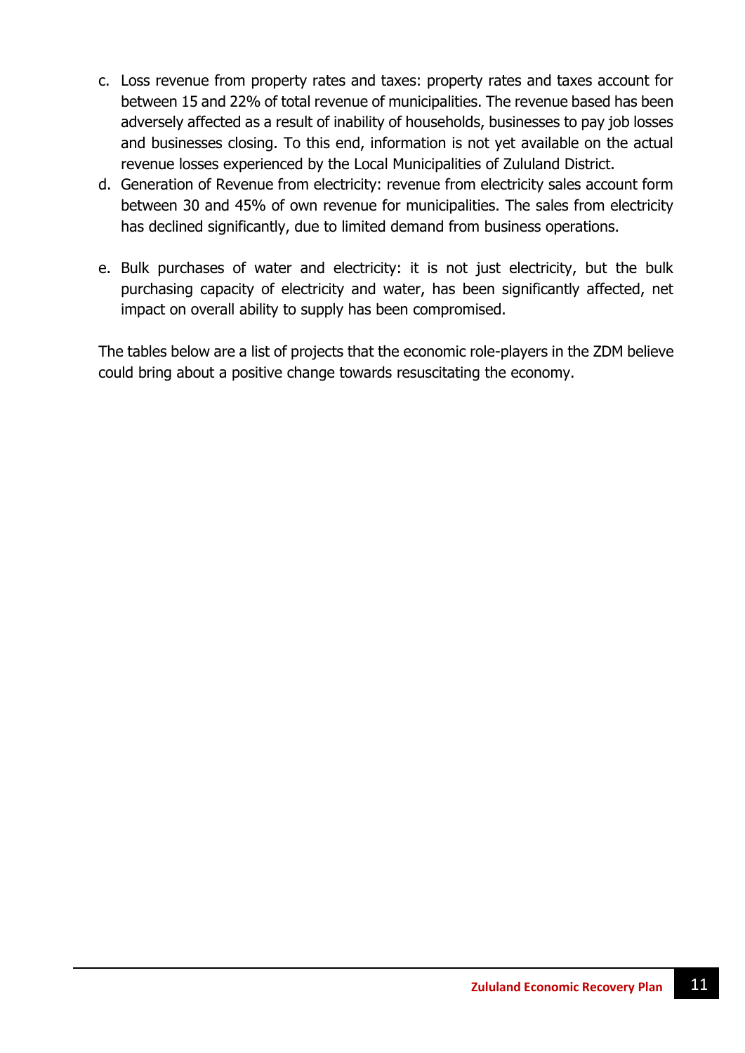c. Loss revenue from property rates and taxes: property rates and taxes account for between 15 and 22% of total revenue of municipalities. The revenue based has been adversely affected as a result of inability of households, businesses to pay job losses and businesses closing. To this end, information is not yet available on the actual revenue losses experienced by the Local Municipalities of Zululand District.
d. Generation of Revenue from electricity: revenue from electricity sales account form between 30 and 45% of own revenue for municipalities. The sales from electricity has declined significantly, due to limited demand from business operations.
e. Bulk purchases of water and electricity: it is not just electricity, but the bulk purchasing capacity of electricity and water, has been significantly affected, net impact on overall ability to supply has been compromised.

The tables below are a list of projects that the economic role-players in the ZDM believe could bring about a positive change towards resuscitating the economy.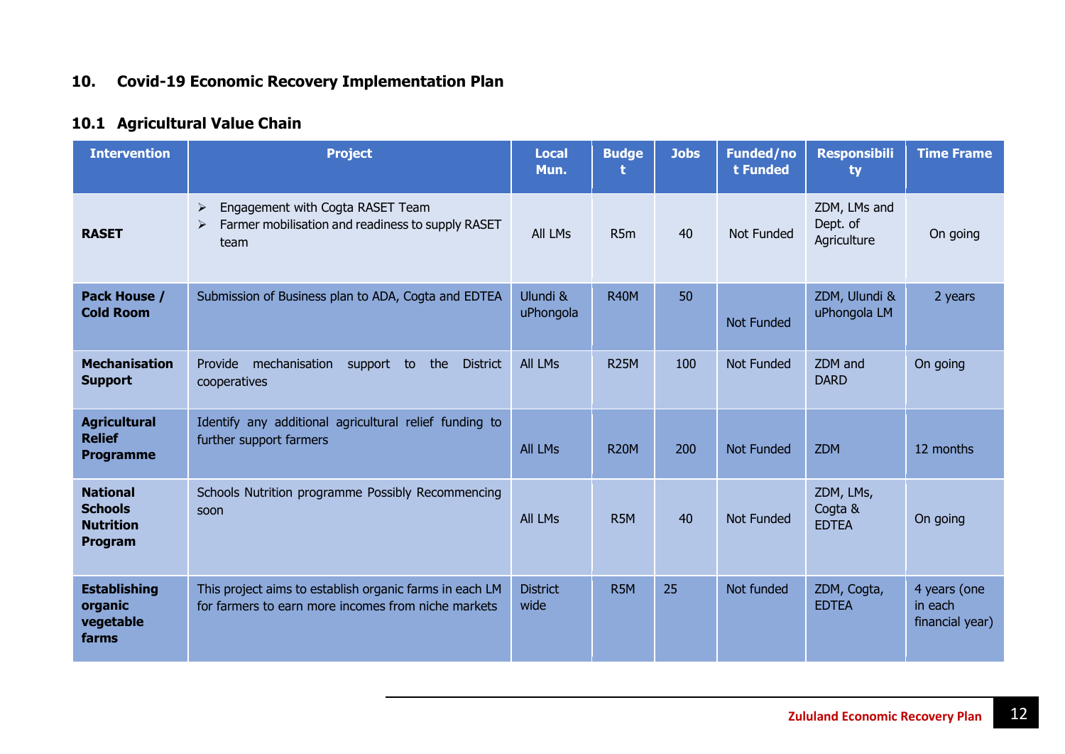## 10. Covid-19 Economic Recovery Implementation Plan

### 10.1 Agricultural Value Chain

| Intervention | Project | Local Mun. | Budget | Jobs | Funded/not Funded | Responsibility | Time Frame |
|---|---|---|---|---|---|---|---|
| **RASET** | ➢ Engagement with Cogta RASET Team<br>➢ Farmer mobilisation and readiness to supply RASET team | All LMs | R5m | 40 | Not Funded | ZDM, LMs and Dept. of Agriculture | On going |
| **Pack House / Cold Room** | Submission of Business plan to ADA, Cogta and EDTEA | Ulundi & uPhongola | R40M | 50 | Not Funded | ZDM, Ulundi & uPhongola LM | 2 years |
| **Mechanisation Support** | Provide mechanisation support to the District cooperatives | All LMs | R25M | 100 | Not Funded | ZDM and DARD | On going |
| **Agricultural Relief Programme** | Identify any additional agricultural relief funding to further support farmers | All LMs | R20M | 200 | Not Funded | ZDM | 12 months |
| **National Schools Nutrition Program** | Schools Nutrition programme Possibly Recommencing soon | All LMs | R5M | 40 | Not Funded | ZDM, LMs, Cogta & EDTEA | On going |
| **Establishing organic vegetable farms** | This project aims to establish organic farms in each LM for farmers to earn more incomes from niche markets | District wide | R5M | 25 | Not funded | ZDM, Cogta, EDTEA | 4 years (one in each financial year) |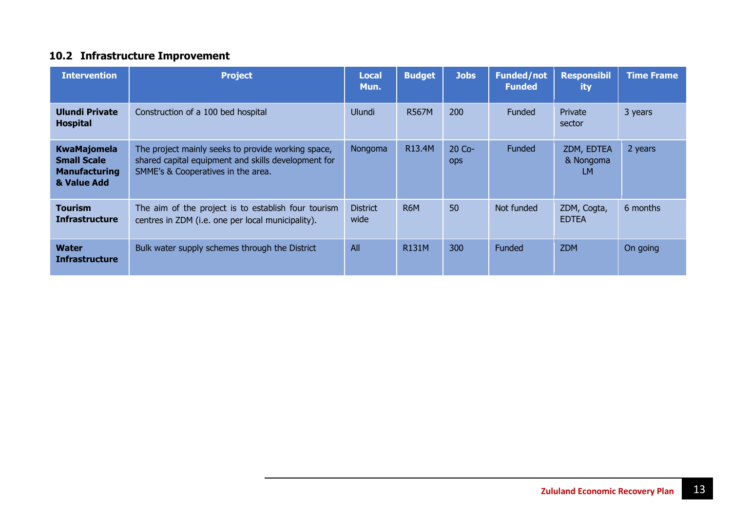## 10.2 Infrastructure Improvement

| Intervention | Project | Local Mun. | Budget | Jobs | Funded/not Funded | Responsibility | Time Frame |
|---|---|---|---|---|---|---|---|
| **Ulundi Private Hospital** | Construction of a 100 bed hospital | Ulundi | R567M | 200 | Funded | Private sector | 3 years |
| **KwaMajomela Small Scale Manufacturing & Value Add** | The project mainly seeks to provide working space, shared capital equipment and skills development for SMME's & Cooperatives in the area. | Nongoma | R13.4M | 20 Co-ops | Funded | ZDM, EDTEA & Nongoma LM | 2 years |
| **Tourism Infrastructure** | The aim of the project is to establish four tourism centres in ZDM (i.e. one per local municipality). | District wide | R6M | 50 | Not funded | ZDM, Cogta, EDTEA | 6 months |
| **Water Infrastructure** | Bulk water supply schemes through the District | All | R131M | 300 | Funded | ZDM | On going |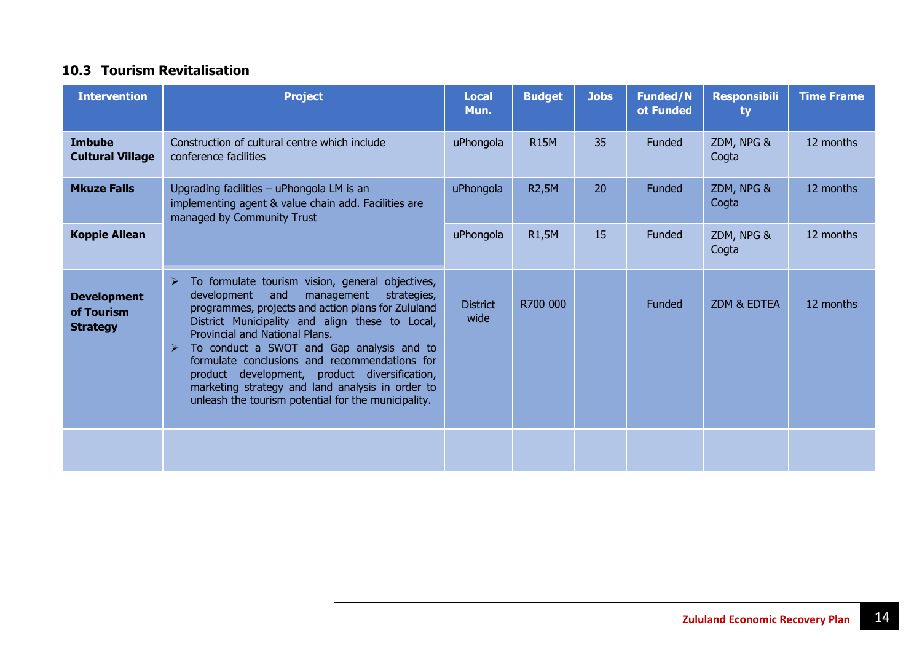### 10.3 Tourism Revitalisation

| Intervention | Project | Local Mun. | Budget | Jobs | Funded/Not Funded | Responsibility | Time Frame |
|---|---|---|---|---|---|---|---|
| **Imbube Cultural Village** | Construction of cultural centre which include conference facilities | uPhongola | R15M | 35 | Funded | ZDM, NPG & Cogta | 12 months |
| **Mkuze Falls** | Upgrading facilities – uPhongola LM is an implementing agent & value chain add. Facilities are managed by Community Trust | uPhongola | R2,5M | 20 | Funded | ZDM, NPG & Cogta | 12 months |
| **Koppie Allean** | | uPhongola | R1,5M | 15 | Funded | ZDM, NPG & Cogta | 12 months |
| **Development of Tourism Strategy** | ➢ To formulate tourism vision, general objectives, development and management strategies, programmes, projects and action plans for Zululand District Municipality and align these to Local, Provincial and National Plans.<br>➢ To conduct a SWOT and Gap analysis and to formulate conclusions and recommendations for product development, product diversification, marketing strategy and land analysis in order to unleash the tourism potential for the municipality. | District wide | R700 000 | | Funded | ZDM & EDTEA | 12 months |
| | | | | | | | |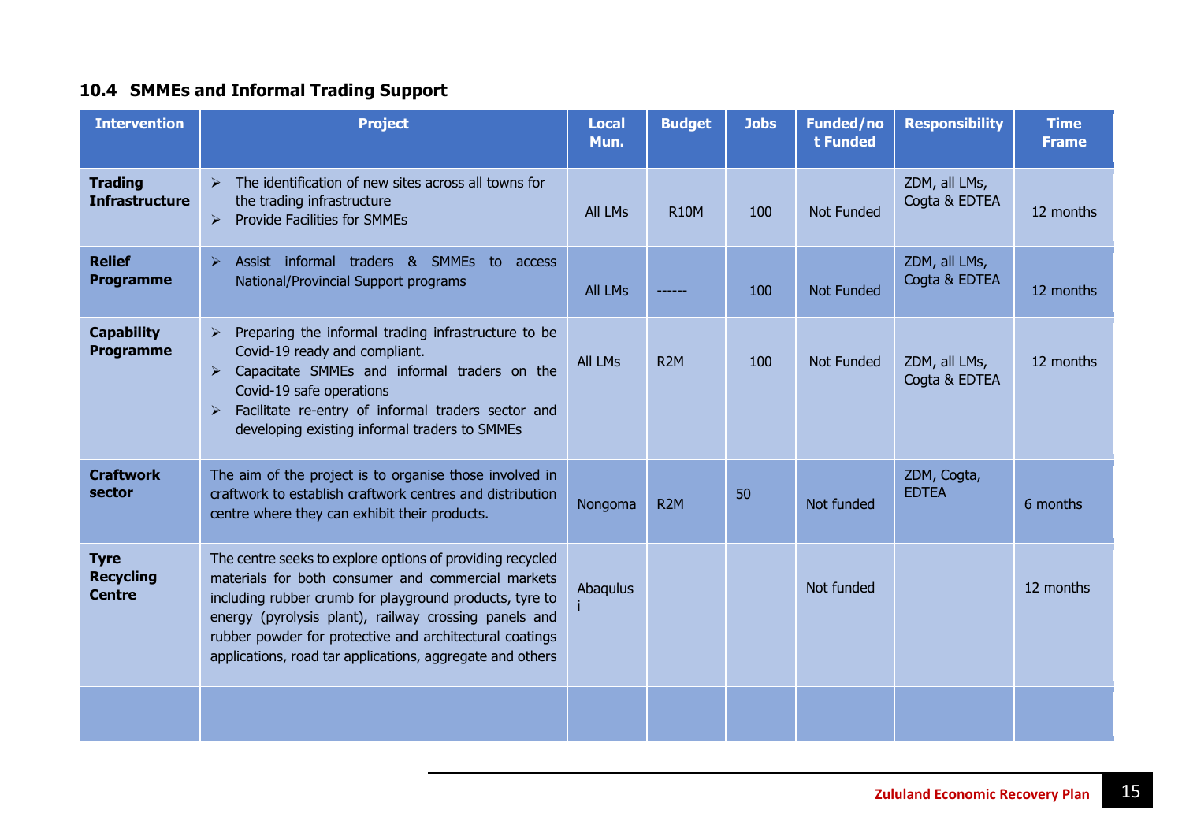### 10.4 SMMEs and Informal Trading Support

| Intervention | Project | Local Mun. | Budget | Jobs | Funded/not Funded | Responsibility | Time Frame |
|---|---|---|---|---|---|---|---|
| **Trading Infrastructure** | ➢ The identification of new sites across all towns for the trading infrastructure<br>➢ Provide Facilities for SMMEs | All LMs | R10M | 100 | Not Funded | ZDM, all LMs, Cogta & EDTEA | 12 months |
| **Relief Programme** | ➢ Assist informal traders & SMMEs to access National/Provincial Support programs | All LMs | ------ | 100 | Not Funded | ZDM, all LMs, Cogta & EDTEA | 12 months |
| **Capability Programme** | ➢ Preparing the informal trading infrastructure to be Covid-19 ready and compliant.<br>➢ Capacitate SMMEs and informal traders on the Covid-19 safe operations<br>➢ Facilitate re-entry of informal traders sector and developing existing informal traders to SMMEs | All LMs | R2M | 100 | Not Funded | ZDM, all LMs, Cogta & EDTEA | 12 months |
| **Craftwork sector** | The aim of the project is to organise those involved in craftwork to establish craftwork centres and distribution centre where they can exhibit their products. | Nongoma | R2M | 50 | Not funded | ZDM, Cogta, EDTEA | 6 months |
| **Tyre Recycling Centre** | The centre seeks to explore options of providing recycled materials for both consumer and commercial markets including rubber crumb for playground products, tyre to energy (pyrolysis plant), railway crossing panels and rubber powder for protective and architectural coatings applications, road tar applications, aggregate and others | Abaqulusi | | | Not funded | | 12 months |
| | | | | | | | |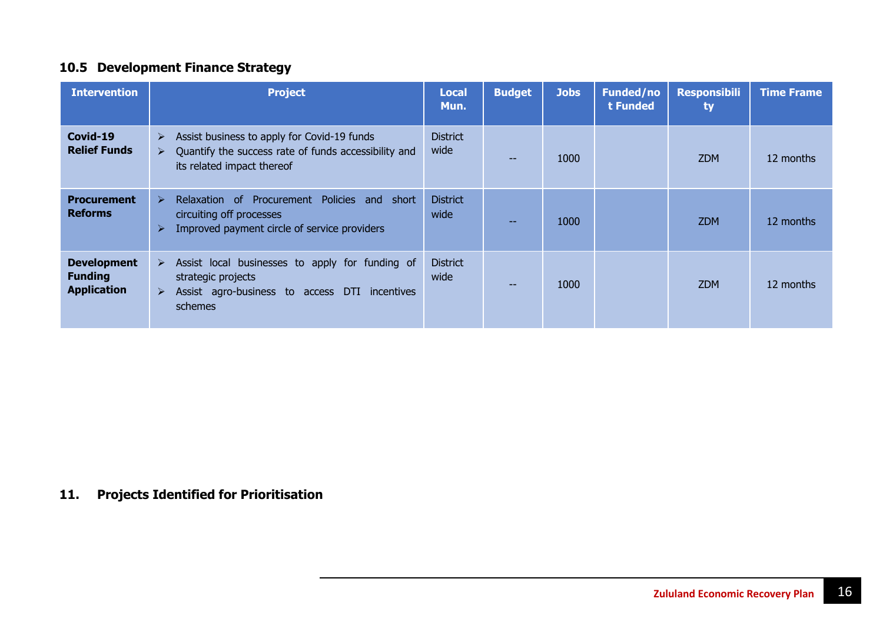## 10.5 Development Finance Strategy

| Intervention | Project | Local Mun. | Budget | Jobs | Funded/not Funded | Responsibility | Time Frame |
|---|---|---|---|---|---|---|---|
| **Covid-19 Relief Funds** | ➢ Assist business to apply for Covid-19 funds<br>➢ Quantify the success rate of funds accessibility and its related impact thereof | District wide | -- | 1000 | | ZDM | 12 months |
| **Procurement Reforms** | ➢ Relaxation of Procurement Policies and short circuiting off processes<br>➢ Improved payment circle of service providers | District wide | -- | 1000 | | ZDM | 12 months |
| **Development Funding Application** | ➢ Assist local businesses to apply for funding of strategic projects<br>➢ Assist agro-business to access DTI incentives schemes | District wide | -- | 1000 | | ZDM | 12 months |

## 11. Projects Identified for Prioritisation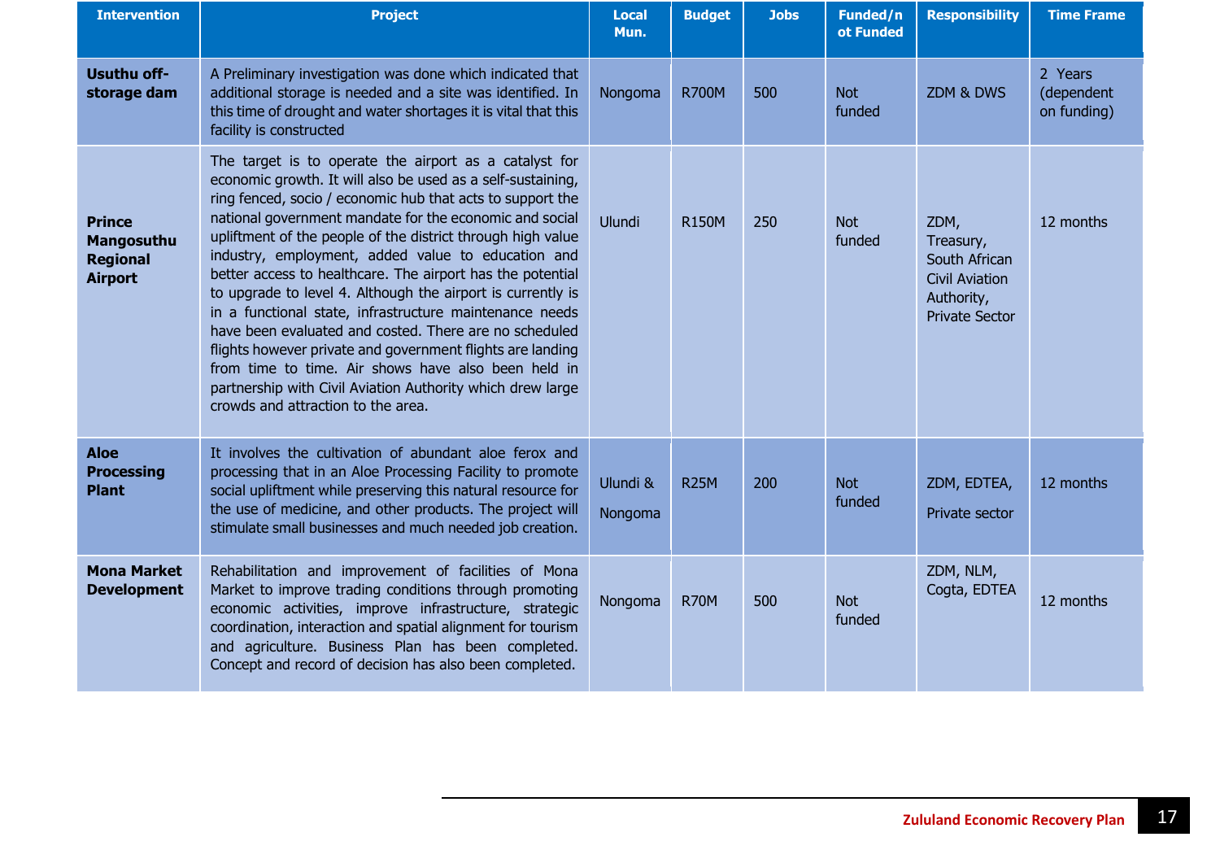| Intervention | Project | Local Mun. | Budget | Jobs | Funded/not Funded | Responsibility | Time Frame |
|---|---|---|---|---|---|---|---|
| **Usuthu off-storage dam** | A Preliminary investigation was done which indicated that additional storage is needed and a site was identified. In this time of drought and water shortages it is vital that this facility is constructed | Nongoma | R700M | 500 | Not funded | ZDM & DWS | 2 Years (dependent on funding) |
| **Prince Mangosuthu Regional Airport** | The target is to operate the airport as a catalyst for economic growth. It will also be used as a self-sustaining, ring fenced, socio / economic hub that acts to support the national government mandate for the economic and social upliftment of the people of the district through high value industry, employment, added value to education and better access to healthcare. The airport has the potential to upgrade to level 4. Although the airport is currently is in a functional state, infrastructure maintenance needs have been evaluated and costed. There are no scheduled flights however private and government flights are landing from time to time. Air shows have also been held in partnership with Civil Aviation Authority which drew large crowds and attraction to the area. | Ulundi | R150M | 250 | Not funded | ZDM, Treasury, South African Civil Aviation Authority, Private Sector | 12 months |
| **Aloe Processing Plant** | It involves the cultivation of abundant aloe ferox and processing that in an Aloe Processing Facility to promote social upliftment while preserving this natural resource for the use of medicine, and other products. The project will stimulate small businesses and much needed job creation. | Ulundi & Nongoma | R25M | 200 | Not funded | ZDM, EDTEA, Private sector | 12 months |
| **Mona Market Development** | Rehabilitation and improvement of facilities of Mona Market to improve trading conditions through promoting economic activities, improve infrastructure, strategic coordination, interaction and spatial alignment for tourism and agriculture. Business Plan has been completed. Concept and record of decision has also been completed. | Nongoma | R70M | 500 | Not funded | ZDM, NLM, Cogta, EDTEA | 12 months |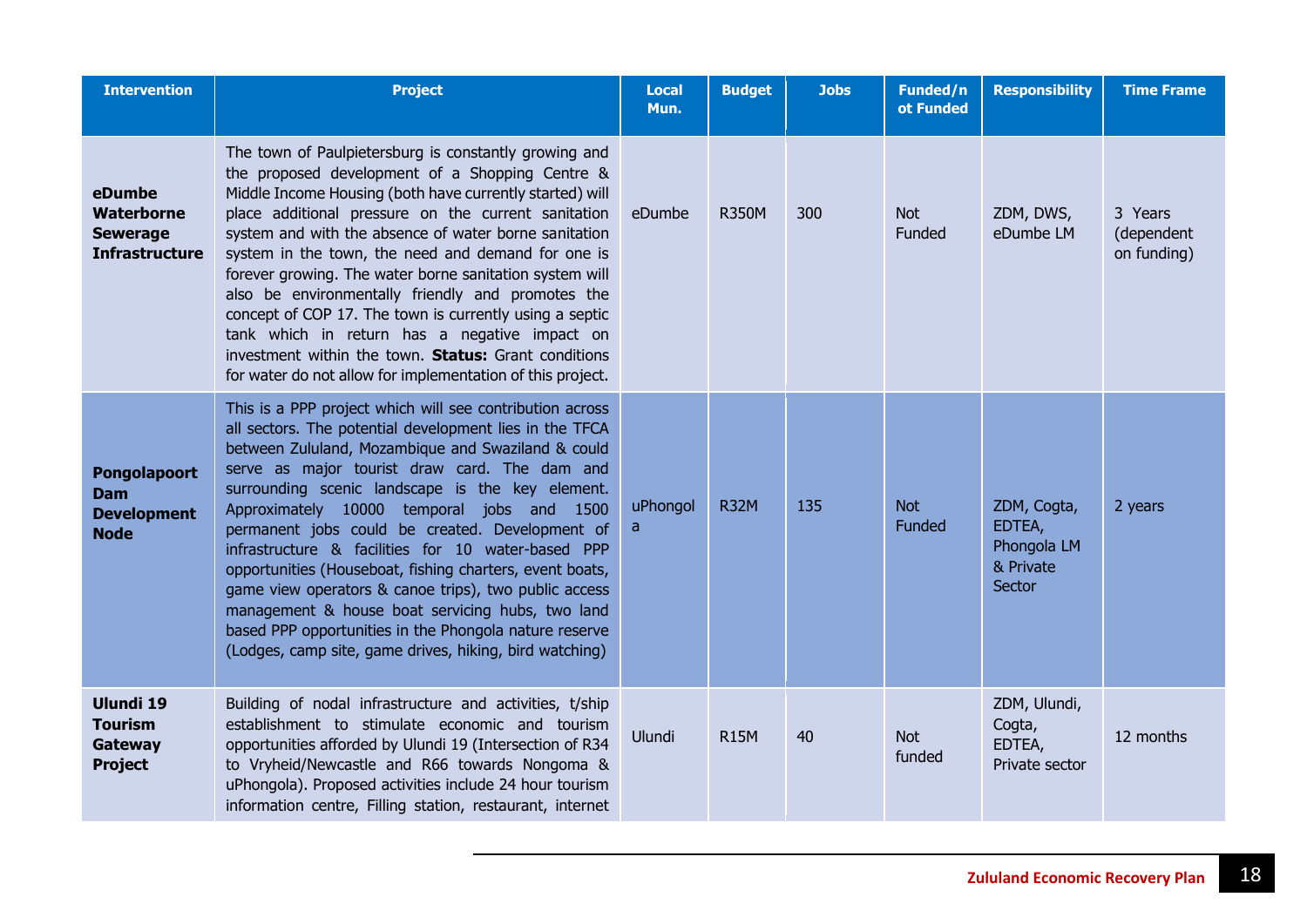| Intervention | Project | Local Mun. | Budget | Jobs | Funded/not Funded | Responsibility | Time Frame |
|---|---|---|---|---|---|---|---|
| **eDumbe Waterborne Sewerage Infrastructure** | The town of Paulpietersburg is constantly growing and the proposed development of a Shopping Centre & Middle Income Housing (both have currently started) will place additional pressure on the current sanitation system and with the absence of water borne sanitation system in the town, the need and demand for one is forever growing. The water borne sanitation system will also be environmentally friendly and promotes the concept of COP 17. The town is currently using a septic tank which in return has a negative impact on investment within the town. **Status:** Grant conditions for water do not allow for implementation of this project. | eDumbe | R350M | 300 | Not Funded | ZDM, DWS, eDumbe LM | 3 Years (dependent on funding) |
| **Pongolapoort Dam Development Node** | This is a PPP project which will see contribution across all sectors. The potential development lies in the TFCA between Zululand, Mozambique and Swaziland & could serve as major tourist draw card. The dam and surrounding scenic landscape is the key element. Approximately 10000 temporal jobs and 1500 permanent jobs could be created. Development of infrastructure & facilities for 10 water-based PPP opportunities (Houseboat, fishing charters, event boats, game view operators & canoe trips), two public access management & house boat servicing hubs, two land based PPP opportunities in the Phongola nature reserve (Lodges, camp site, game drives, hiking, bird watching) | uPhongola | R32M | 135 | Not Funded | ZDM, Cogta, EDTEA, Phongola LM & Private Sector | 2 years |
| **Ulundi 19 Tourism Gateway Project** | Building of nodal infrastructure and activities, t/ship establishment to stimulate economic and tourism opportunities afforded by Ulundi 19 (Intersection of R34 to Vryheid/Newcastle and R66 towards Nongoma & uPhongola). Proposed activities include 24 hour tourism information centre, Filling station, restaurant, internet | Ulundi | R15M | 40 | Not funded | ZDM, Ulundi, Cogta, EDTEA, Private sector | 12 months |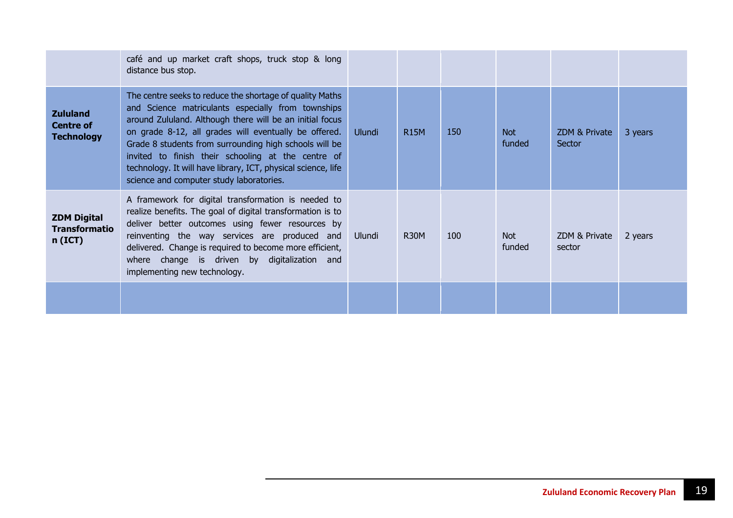|  |  |  |  |  |  |  |  |
|---|---|---|---|---|---|---|---|
|  | café and up market craft shops, truck stop & long distance bus stop. |  |  |  |  |  |  |
| **Zululand Centre of Technology** | The centre seeks to reduce the shortage of quality Maths and Science matriculants especially from townships around Zululand. Although there will be an initial focus on grade 8-12, all grades will eventually be offered. Grade 8 students from surrounding high schools will be invited to finish their schooling at the centre of technology. It will have library, ICT, physical science, life science and computer study laboratories. | Ulundi | R15M | 150 | Not funded | ZDM & Private Sector | 3 years |
| **ZDM Digital Transformation (ICT)** | A framework for digital transformation is needed to realize benefits. The goal of digital transformation is to deliver better outcomes using fewer resources by reinventing the way services are produced and delivered. Change is required to become more efficient, where change is driven by digitalization and implementing new technology. | Ulundi | R30M | 100 | Not funded | ZDM & Private sector | 2 years |
|  |  |  |  |  |  |  |  |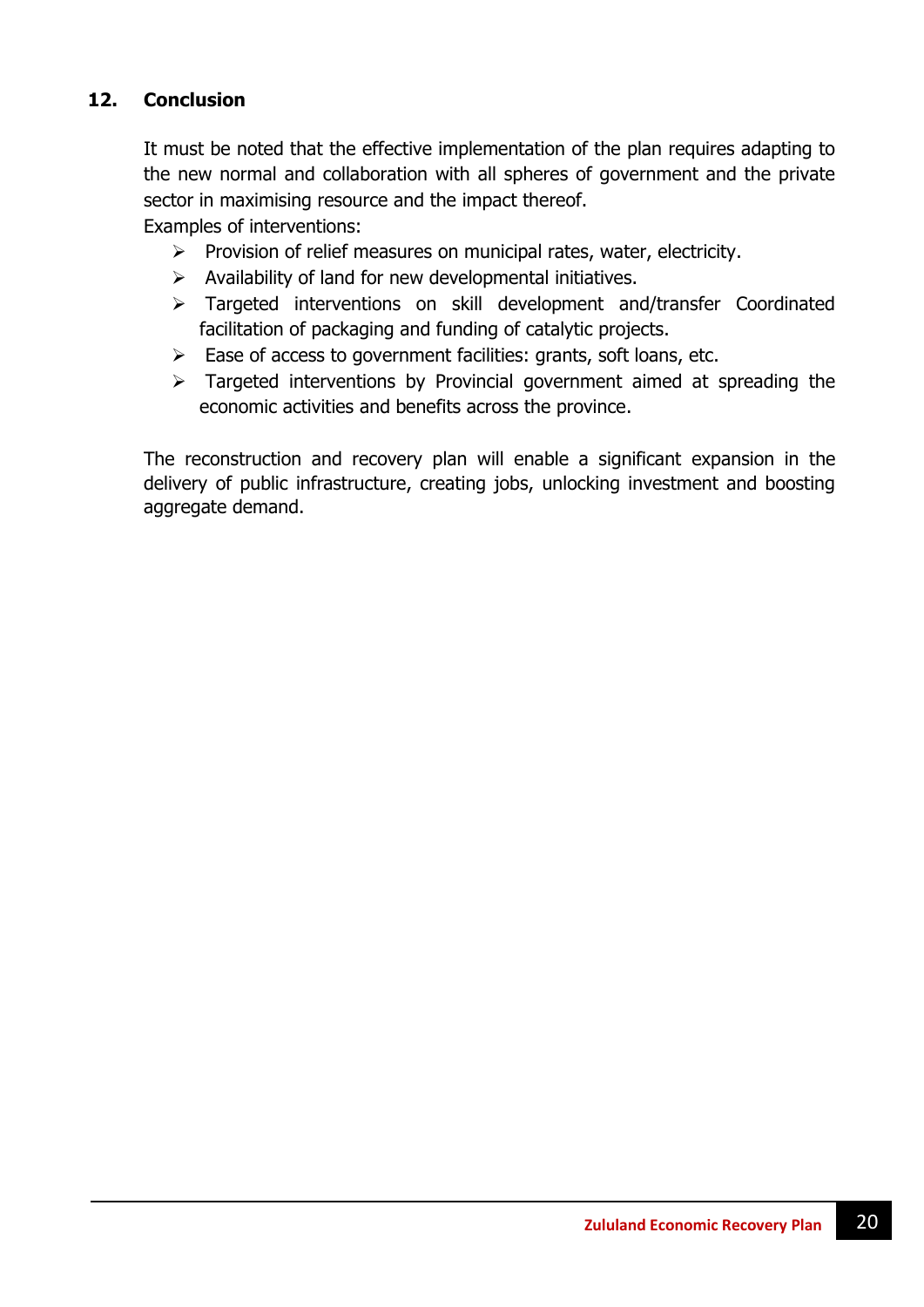## 12. Conclusion

It must be noted that the effective implementation of the plan requires adapting to the new normal and collaboration with all spheres of government and the private sector in maximising resource and the impact thereof.

Examples of interventions:

- Provision of relief measures on municipal rates, water, electricity.
- Availability of land for new developmental initiatives.
- Targeted interventions on skill development and/transfer Coordinated facilitation of packaging and funding of catalytic projects.
- Ease of access to government facilities: grants, soft loans, etc.
- Targeted interventions by Provincial government aimed at spreading the economic activities and benefits across the province.

The reconstruction and recovery plan will enable a significant expansion in the delivery of public infrastructure, creating jobs, unlocking investment and boosting aggregate demand.